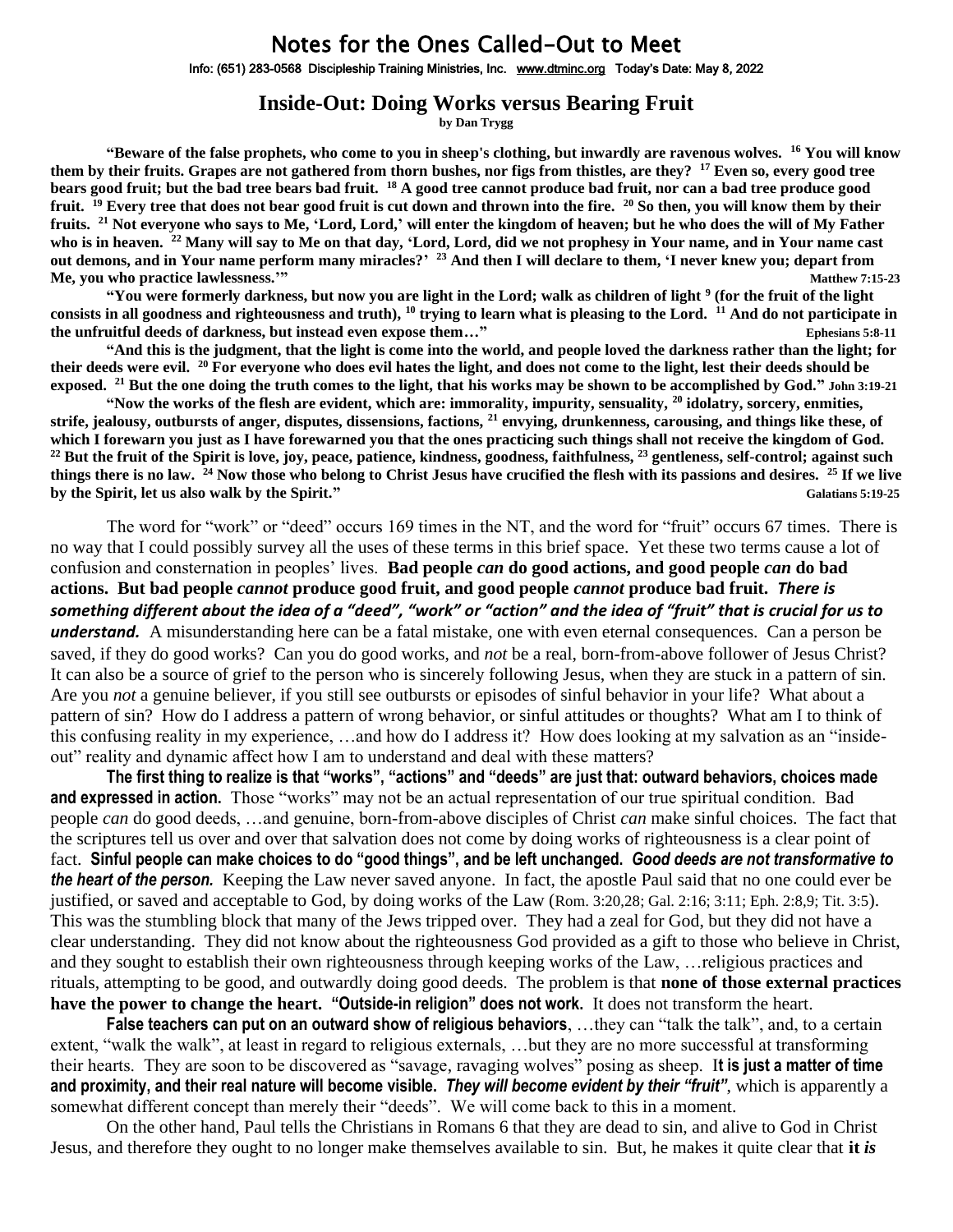# Notes for the Ones Called-Out to Meet

Info: (651) 283-0568 Discipleship Training Ministries, Inc. www.dtminc.org Today's Date: May 8, 2022

## Inside-Out: Doing Works versus Bearing Fruit

**by Dan Trygg**

**"Beware of the false prophets, who come to you in sheep's clothing, but inwardly are ravenous wolves. [16] You will know them by their fruits. Grapes are not gathered from thorn bushes, nor figs from thistles, are they? [17] Even so, every good tree bears good fruit; but the bad tree bears bad fruit. [18] A good tree cannot produce bad fruit, nor can a bad tree produce good fruit. [19] Every tree that does not bear good fruit is cut down and thrown into the fire. [20] So then, you will know them by their fruits. [21] Not everyone who says to Me, 'Lord, Lord,' will enter the kingdom of heaven; but he who does the will of My Father who is in heaven. [22] Many will say to Me on that day, 'Lord, Lord, did we not prophesy in Your name, and in Your name cast out demons, and in Your name perform many miracles?' [23] And then I will declare to them, 'I never knew you; depart from Me, you who practice lawlessness.'"** **Matthew 7:15-23**

**"You were formerly darkness, but now you are light in the Lord; walk as children of light [9] (for the fruit of the light consists in all goodness and righteousness and truth), [10] trying to learn what is pleasing to the Lord. [11] And do not participate in the unfruitful deeds of darkness, but instead even expose them…"** **Ephesians 5:8-11**

**"And this is the judgment, that the light is come into the world, and people loved the darkness rather than the light; for their deeds were evil. [20] For everyone who does evil hates the light, and does not come to the light, lest their deeds should be exposed. [21] But the one doing the truth comes to the light, that his works may be shown to be accomplished by God."** **John 3:19-21**

**"Now the works of the flesh are evident, which are: immorality, impurity, sensuality, [20] idolatry, sorcery, enmities, strife, jealousy, outbursts of anger, disputes, dissensions, factions, [21] envying, drunkenness, carousing, and things like these, of which I forewarn you just as I have forewarned you that the ones practicing such things shall not receive the kingdom of God. [22] But the fruit of the Spirit is love, joy, peace, patience, kindness, goodness, faithfulness, [23] gentleness, self-control; against such things there is no law. [24] Now those who belong to Christ Jesus have crucified the flesh with its passions and desires. [25] If we live by the Spirit, let us also walk by the Spirit."** **Galatians 5:19-25**

The word for "work" or "deed" occurs 169 times in the NT, and the word for "fruit" occurs 67 times. There is no way that I could possibly survey all the uses of these terms in this brief space. Yet these two terms cause a lot of confusion and consternation in peoples' lives. **Bad people *can* do good actions, and good people *can* do bad actions. But bad people *cannot* produce good fruit, and good people *cannot* produce bad fruit.** ***There is something different about the idea of a "deed", "work" or "action" and the idea of "fruit" that is crucial for us to understand.*** A misunderstanding here can be a fatal mistake, one with even eternal consequences. Can a person be saved, if they do good works? Can you do good works, and *not* be a real, born-from-above follower of Jesus Christ? It can also be a source of grief to the person who is sincerely following Jesus, when they are stuck in a pattern of sin. Are you *not* a genuine believer, if you still see outbursts or episodes of sinful behavior in your life? What about a pattern of sin? How do I address a pattern of wrong behavior, or sinful attitudes or thoughts? What am I to think of this confusing reality in my experience, …and how do I address it? How does looking at my salvation as an "inside-out" reality and dynamic affect how I am to understand and deal with these matters?

**The first thing to realize is that "works", "actions" and "deeds" are just that: outward behaviors, choices made and expressed in action.** Those "works" may not be an actual representation of our true spiritual condition. Bad people *can* do good deeds, …and genuine, born-from-above disciples of Christ *can* make sinful choices. The fact that the scriptures tell us over and over that salvation does not come by doing works of righteousness is a clear point of fact. **Sinful people can make choices to do "good things", and be left unchanged.** ***Good deeds are not transformative to the heart of the person.*** Keeping the Law never saved anyone. In fact, the apostle Paul said that no one could ever be justified, or saved and acceptable to God, by doing works of the Law (Rom. 3:20,28; Gal. 2:16; 3:11; Eph. 2:8,9; Tit. 3:5). This was the stumbling block that many of the Jews tripped over. They had a zeal for God, but they did not have a clear understanding. They did not know about the righteousness God provided as a gift to those who believe in Christ, and they sought to establish their own righteousness through keeping works of the Law, …religious practices and rituals, attempting to be good, and outwardly doing good deeds. The problem is that **none of those external practices have the power to change the heart. "Outside-in religion" does not work.** It does not transform the heart.

**False teachers can put on an outward show of religious behaviors**, …they can "talk the talk", and, to a certain extent, "walk the walk", at least in regard to religious externals, …but they are no more successful at transforming their hearts. They are soon to be discovered as "savage, ravaging wolves" posing as sheep. **It is just a matter of time and proximity, and their real nature will become visible.** ***They will become evident by their "fruit"***, which is apparently a somewhat different concept than merely their "deeds". We will come back to this in a moment.

On the other hand, Paul tells the Christians in Romans 6 that they are dead to sin, and alive to God in Christ Jesus, and therefore they ought to no longer make themselves available to sin. But, he makes it quite clear that **it *is***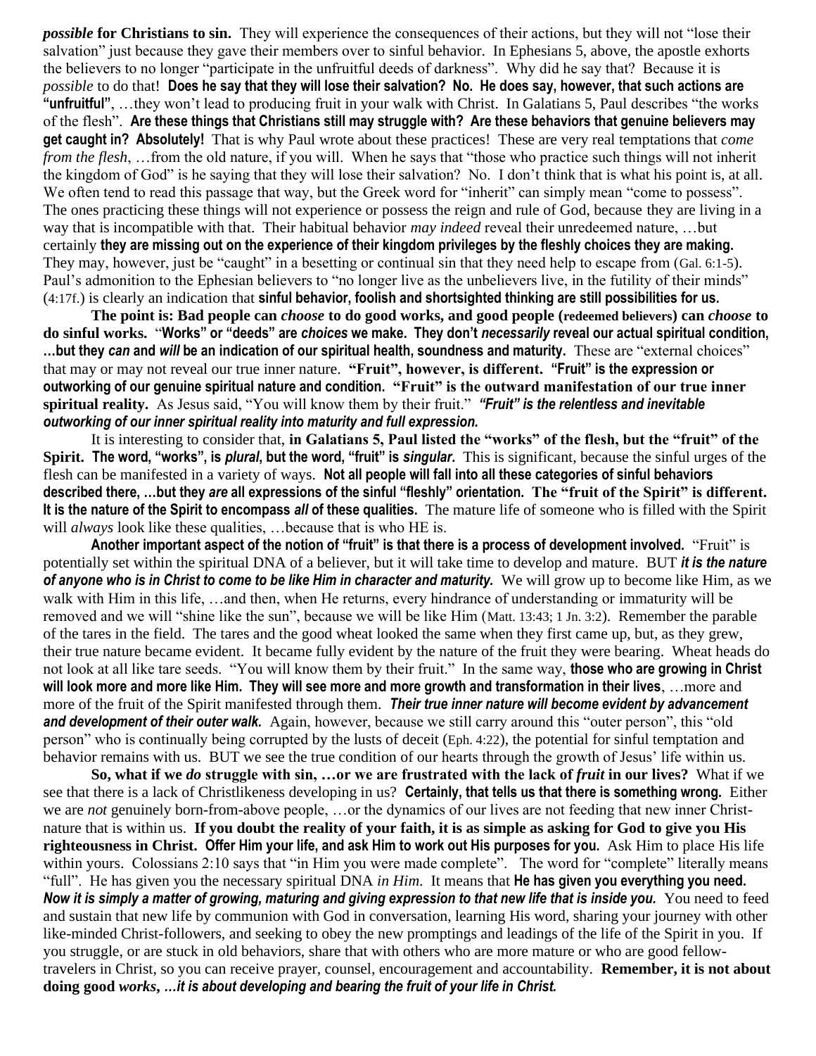***possible* for Christians to sin.** They will experience the consequences of their actions, but they will not "lose their salvation" just because they gave their members over to sinful behavior. In Ephesians 5, above, the apostle exhorts the believers to no longer "participate in the unfruitful deeds of darkness". Why did he say that? Because it is *possible* to do that! **Does he say that they will lose their salvation? No. He does say, however, that such actions are "unfruitful"**, …they won't lead to producing fruit in your walk with Christ. In Galatians 5, Paul describes "the works of the flesh". **Are these things that Christians still may struggle with? Are these behaviors that genuine believers may get caught in? Absolutely!** That is why Paul wrote about these practices! These are very real temptations that *come from the flesh*, …from the old nature, if you will. When he says that "those who practice such things will not inherit the kingdom of God" is he saying that they will lose their salvation? No. I don't think that is what his point is, at all. We often tend to read this passage that way, but the Greek word for "inherit" can simply mean "come to possess". The ones practicing these things will not experience or possess the reign and rule of God, because they are living in a way that is incompatible with that. Their habitual behavior *may indeed* reveal their unredeemed nature, …but certainly **they are missing out on the experience of their kingdom privileges by the fleshly choices they are making.** They may, however, just be "caught" in a besetting or continual sin that they need help to escape from (Gal. 6:1-5). Paul's admonition to the Ephesian believers to "no longer live as the unbelievers live, in the futility of their minds" (4:17f.) is clearly an indication that **sinful behavior, foolish and shortsighted thinking are still possibilities for us.**

**The point is: Bad people can *choose* to do good works, and good people (redeemed believers) can *choose* to do sinful works.** "**Works" or "deeds" are *choices* we make. They don't *necessarily* reveal our actual spiritual condition, …but they *can* and *will* be an indication of our spiritual health, soundness and maturity.** These are "external choices" that may or may not reveal our true inner nature. **"Fruit", however, is different. "Fruit" is the expression or outworking of our genuine spiritual nature and condition. "Fruit" is the outward manifestation of our true inner spiritual reality.** As Jesus said, "You will know them by their fruit." ***"Fruit" is the relentless and inevitable outworking of our inner spiritual reality into maturity and full expression.***

It is interesting to consider that, **in Galatians 5, Paul listed the "works" of the flesh, but the "fruit" of the Spirit. The word, "works", is *plural*, but the word, "fruit" is *singular*.** This is significant, because the sinful urges of the flesh can be manifested in a variety of ways. **Not all people will fall into all these categories of sinful behaviors described there, …but they *are* all expressions of the sinful "fleshly" orientation. The "fruit of the Spirit" is different. It is the nature of the Spirit to encompass *all* of these qualities.** The mature life of someone who is filled with the Spirit will *always* look like these qualities, …because that is who HE is.

**Another important aspect of the notion of "fruit" is that there is a process of development involved.** "Fruit" is potentially set within the spiritual DNA of a believer, but it will take time to develop and mature. BUT ***it is the nature of anyone who is in Christ to come to be like Him in character and maturity.*** We will grow up to become like Him, as we walk with Him in this life, …and then, when He returns, every hindrance of understanding or immaturity will be removed and we will "shine like the sun", because we will be like Him (Matt. 13:43; 1 Jn. 3:2). Remember the parable of the tares in the field. The tares and the good wheat looked the same when they first came up, but, as they grew, their true nature became evident. It became fully evident by the nature of the fruit they were bearing. Wheat heads do not look at all like tare seeds. "You will know them by their fruit." In the same way, **those who are growing in Christ will look more and more like Him. They will see more and more growth and transformation in their lives**, …more and more of the fruit of the Spirit manifested through them. ***Their true inner nature will become evident by advancement and development of their outer walk.*** Again, however, because we still carry around this "outer person", this "old person" who is continually being corrupted by the lusts of deceit (Eph. 4:22), the potential for sinful temptation and behavior remains with us. BUT we see the true condition of our hearts through the growth of Jesus' life within us.

**So, what if we *do* struggle with sin, …or we are frustrated with the lack of *fruit* in our lives?** What if we see that there is a lack of Christlikeness developing in us? **Certainly, that tells us that there is something wrong.** Either we are *not* genuinely born-from-above people, …or the dynamics of our lives are not feeding that new inner Christ-nature that is within us. **If you doubt the reality of your faith, it is as simple as asking for God to give you His righteousness in Christ. Offer Him your life, and ask Him to work out His purposes for you.** Ask Him to place His life within yours. Colossians 2:10 says that "in Him you were made complete". The word for "complete" literally means "full". He has given you the necessary spiritual DNA *in Him*. It means that **He has given you everything you need. *Now it is simply a matter of growing, maturing and giving expression to that new life that is inside you.*** You need to feed and sustain that new life by communion with God in conversation, learning His word, sharing your journey with other like-minded Christ-followers, and seeking to obey the new promptings and leadings of the life of the Spirit in you. If you struggle, or are stuck in old behaviors, share that with others who are more mature or who are good fellow-travelers in Christ, so you can receive prayer, counsel, encouragement and accountability. **Remember, it is not about doing good *works*, *…it is about developing and bearing the fruit of your life in Christ.***